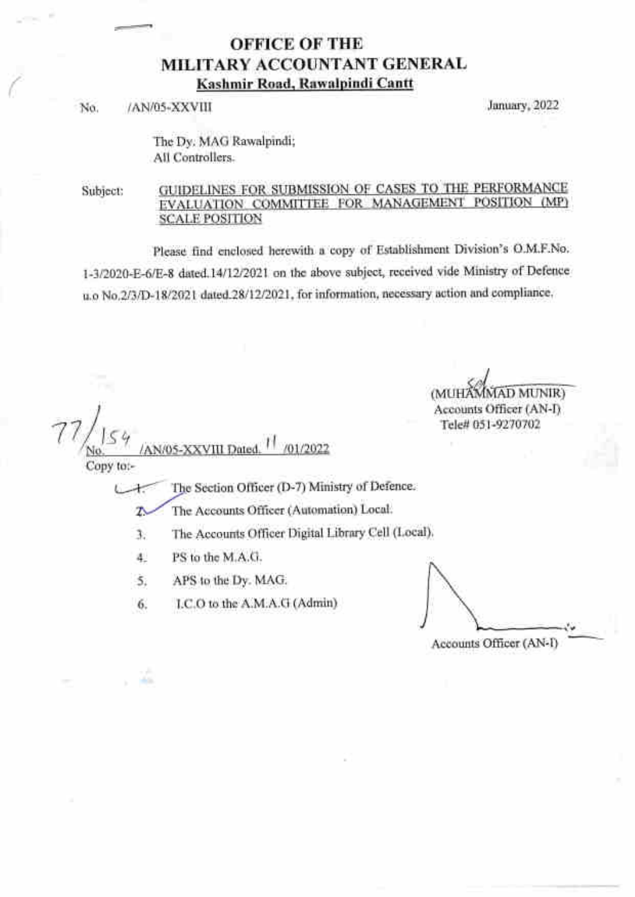# OFFICE OF THE
# MILITARY ACCOUNTANT GENERAL
## Kashmir Road, Rawalpindi Cantt

No. /AN/05-XXVIII January, 2022

The Dy. MAG Rawalpindi;
All Controllers.

Subject: GUIDELINES FOR SUBMISSION OF CASES TO THE PERFORMANCE EVALUATION COMMITTEE FOR MANAGEMENT POSITION (MP) SCALE POSITION

Please find enclosed herewith a copy of Establishment Division's O.M.F.No. 1-3/2020-E-6/E-8 dated.14/12/2021 on the above subject, received vide Ministry of Defence u.o No.2/3/D-18/2021 dated.28/12/2021, for information, necessary action and compliance.

Sd/
(MUHAMMAD MUNIR)
Accounts Officer (AN-I)
Tele# 051-9270702

77/154 No. /AN/05-XXVIII Dated. 11 /01/2022

Copy to:-

1. The Section Officer (D-7) Ministry of Defence.
2. The Accounts Officer (Automation) Local.
3. The Accounts Officer Digital Library Cell (Local).
4. PS to the M.A.G.
5. APS to the Dy. MAG.
6. I.C.O to the A.M.A.G (Admin)

Accounts Officer (AN-I)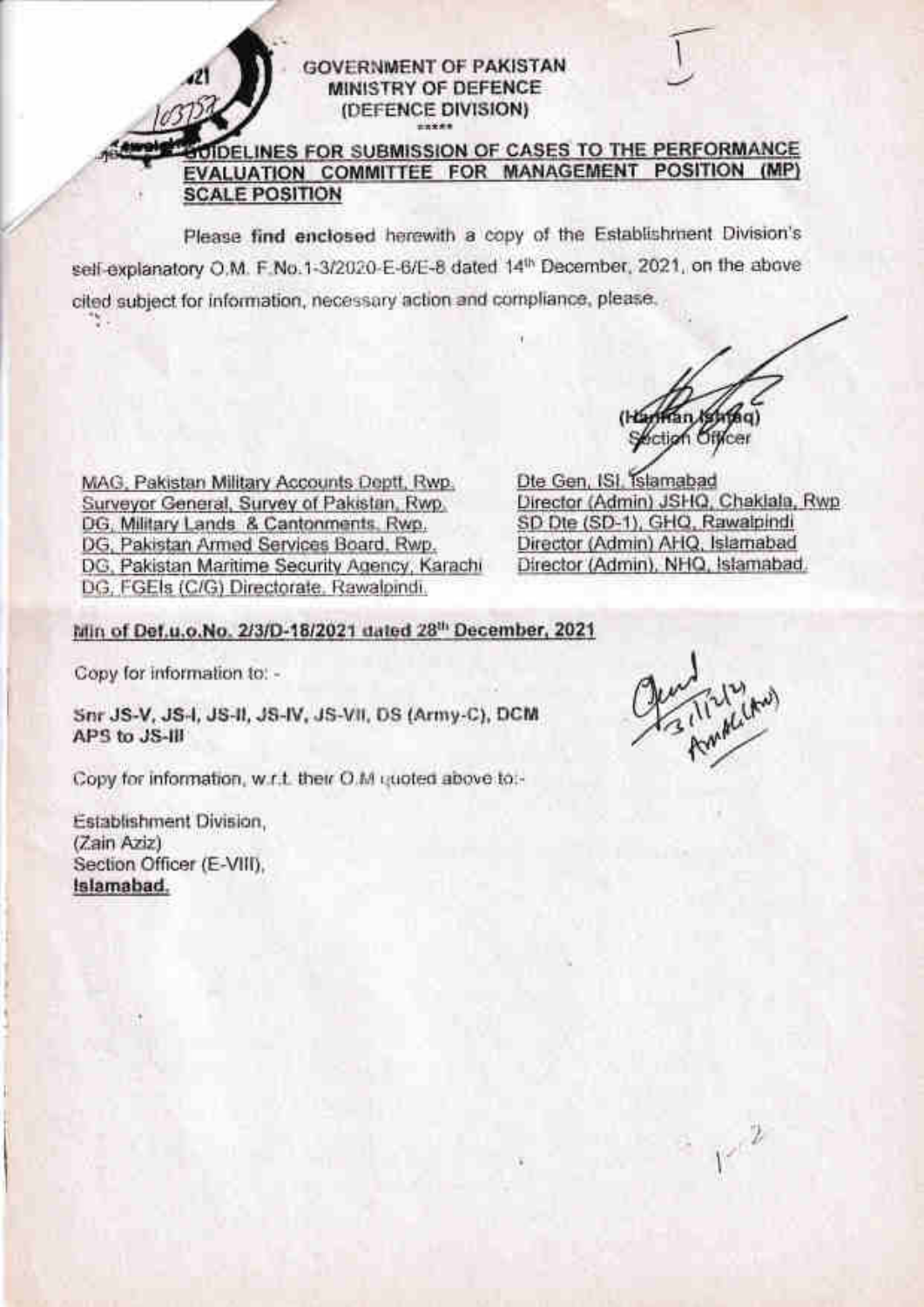**GOVERNMENT OF PAKISTAN**
**MINISTRY OF DEFENCE**
**(DEFENCE DIVISION)**

\*\*\*\*\*

Subject: **GUIDELINES FOR SUBMISSION OF CASES TO THE PERFORMANCE EVALUATION COMMITTEE FOR MANAGEMENT POSITION (MP) SCALE POSITION**

Please **find enclosed** herewith a copy of the Establishment Division's self-explanatory O.M. F.No.1-3/2020-E-6/E-8 dated 14th December, 2021, on the above cited subject for information, necessary action and compliance, please.

(Hannan Ishtiaq)
Section Officer

MAG, Pakistan Military Accounts Deptt, Rwp.
Surveyor General, Survey of Pakistan, Rwp.
DG, Military Lands & Cantonments, Rwp.
DG, Pakistan Armed Services Board, Rwp.
DG, Pakistan Maritime Security Agency, Karachi
DG, FGEIs (C/G) Directorate, Rawalpindi.

Dte Gen, ISI, Islamabad
Director (Admin) JSHQ, Chaklala, Rwp
SD Dte (SD-1), GHQ, Rawalpindi
Director (Admin) AHQ, Islamabad
Director (Admin), NHQ, Islamabad.

**Min of Def.u.o.No. 2/3/D-18/2021 dated 28th December, 2021**

Copy for information to: -

**Snr JS-V, JS-I, JS-II, JS-IV, JS-VII, DS (Army-C), DCM**
**APS to JS-III**

Copy for information, w.r.t. their O.M quoted above to:-

Establishment Division,
(Zain Aziz)
Section Officer (E-VIII),
**Islamabad.**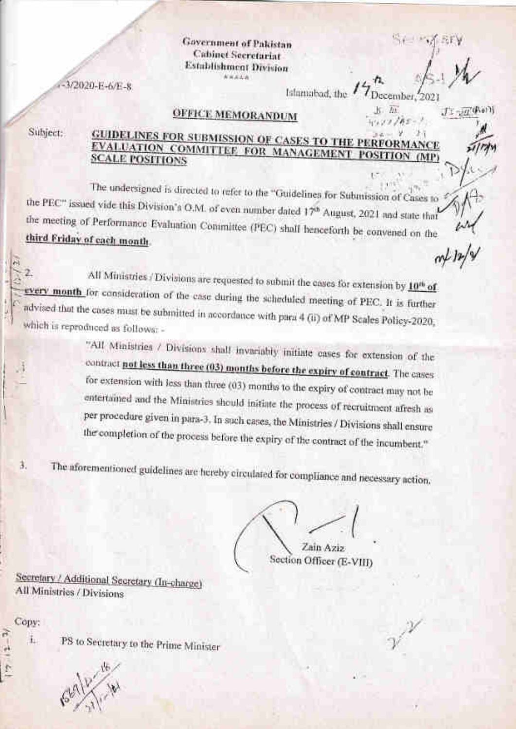**Government of Pakistan**
**Cabinet Secretariat**
**Establishment Division**

-3/2020-E-6/E-8

Islamabad, the 14th December, 2021

## OFFICE MEMORANDUM

Subject: **GUIDELINES FOR SUBMISSION OF CASES TO THE PERFORMANCE EVALUATION COMMITTEE FOR MANAGEMENT POSITION (MP) SCALE POSITIONS**

The undersigned is directed to refer to the "Guidelines for Submission of Cases to the PEC" issued vide this Division's O.M. of even number dated 17th August, 2021 and state that the meeting of Performance Evaluation Committee (PEC) shall henceforth be convened on the **third Friday of each month**.

2. All Ministries / Divisions are requested to submit the cases for extension by **10th of every month** for consideration of the case during the scheduled meeting of PEC. It is further advised that the cases must be submitted in accordance with para 4 (ii) of MP Scales Policy-2020, which is reproduced as follows: -

> "All Ministries / Divisions shall invariably initiate cases for extension of the contract **not less than three (03) months before the expiry of contract**. The cases for extension with less than three (03) months to the expiry of contract may not be entertained and the Ministries should initiate the process of recruitment afresh as per procedure given in para-3. In such cases, the Ministries / Divisions shall ensure the completion of the process before the expiry of the contract of the incumbent."

3. The aforementioned guidelines are hereby circulated for compliance and necessary action.

Zain Aziz
Section Officer (E-VIII)

Secretary / Additional Secretary (In-charge)
All Ministries / Divisions

Copy:

i. PS to Secretary to the Prime Minister